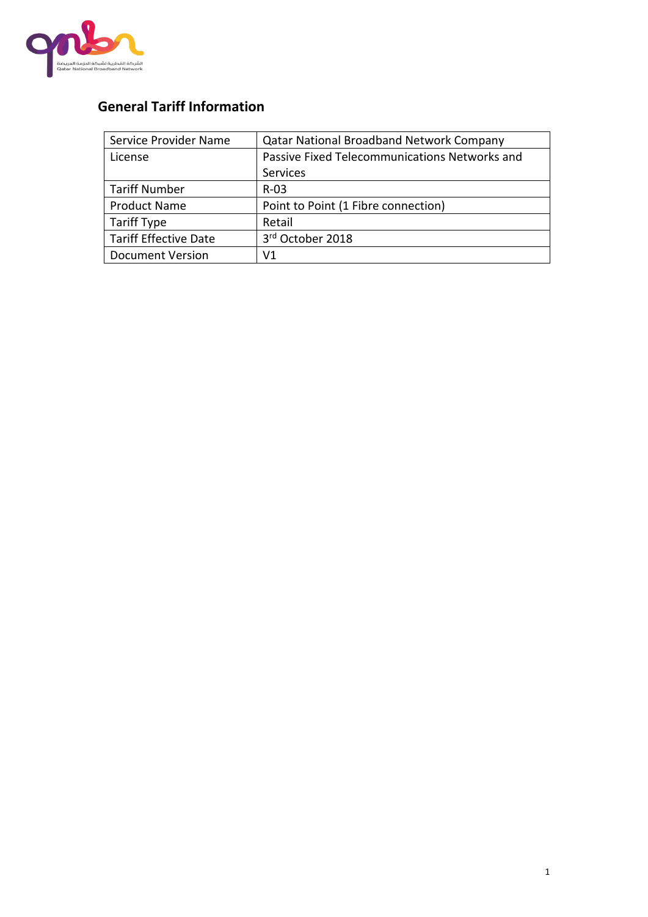## General Tariff Information

| Service Provider Name | Qatar National Broadband Network Company |
|---|---|
| License | Passive Fixed Telecommunications Networks and Services |
| Tariff Number | R-03 |
| Product Name | Point to Point (1 Fibre connection) |
| Tariff Type | Retail |
| Tariff Effective Date | 3rd October 2018 |
| Document Version | V1 |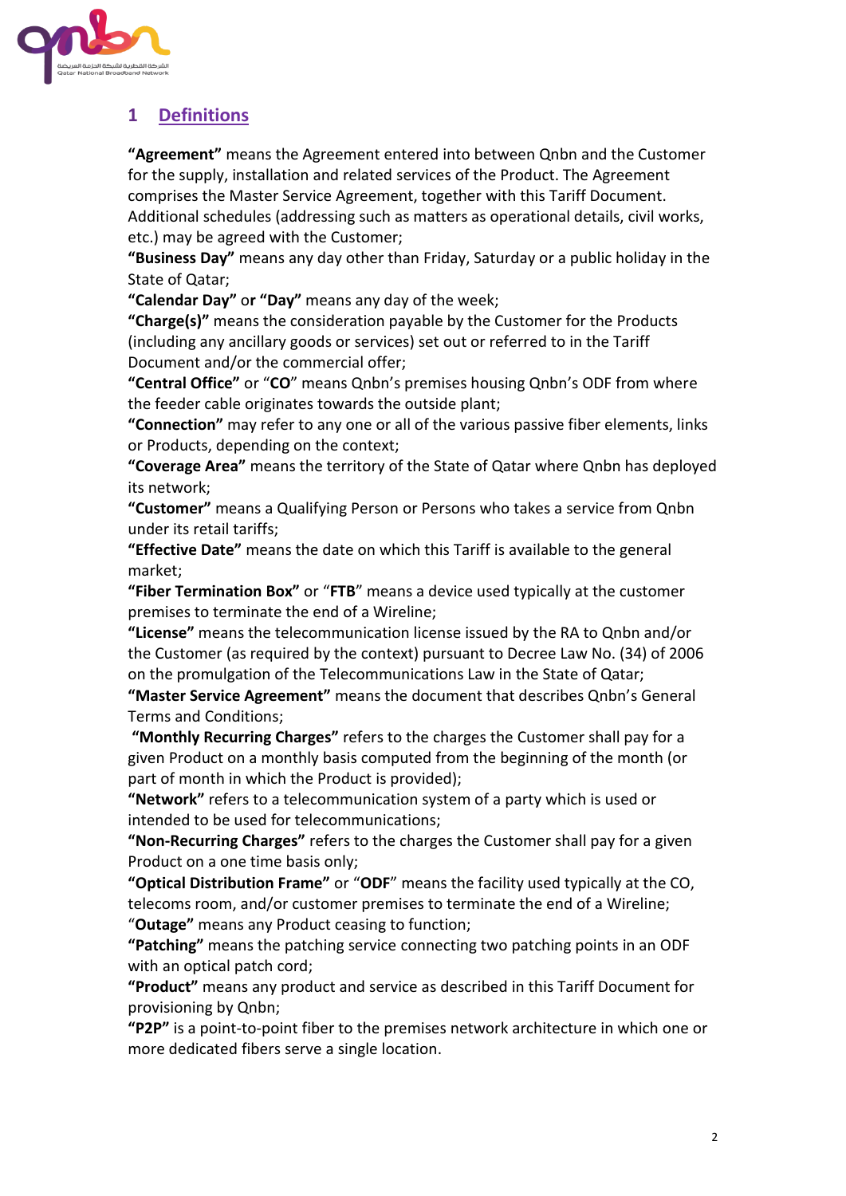## 1 Definitions

**"Agreement"** means the Agreement entered into between Qnbn and the Customer for the supply, installation and related services of the Product. The Agreement comprises the Master Service Agreement, together with this Tariff Document. Additional schedules (addressing such as matters as operational details, civil works, etc.) may be agreed with the Customer;

**"Business Day"** means any day other than Friday, Saturday or a public holiday in the State of Qatar;

**"Calendar Day"** or **"Day"** means any day of the week;

**"Charge(s)"** means the consideration payable by the Customer for the Products (including any ancillary goods or services) set out or referred to in the Tariff Document and/or the commercial offer;

**"Central Office"** or "**CO**" means Qnbn's premises housing Qnbn's ODF from where the feeder cable originates towards the outside plant;

**"Connection"** may refer to any one or all of the various passive fiber elements, links or Products, depending on the context;

**"Coverage Area"** means the territory of the State of Qatar where Qnbn has deployed its network;

**"Customer"** means a Qualifying Person or Persons who takes a service from Qnbn under its retail tariffs;

**"Effective Date"** means the date on which this Tariff is available to the general market;

**"Fiber Termination Box"** or "**FTB**" means a device used typically at the customer premises to terminate the end of a Wireline;

**"License"** means the telecommunication license issued by the RA to Qnbn and/or the Customer (as required by the context) pursuant to Decree Law No. (34) of 2006 on the promulgation of the Telecommunications Law in the State of Qatar;

**"Master Service Agreement"** means the document that describes Qnbn's General Terms and Conditions;

**"Monthly Recurring Charges"** refers to the charges the Customer shall pay for a given Product on a monthly basis computed from the beginning of the month (or part of month in which the Product is provided);

**"Network"** refers to a telecommunication system of a party which is used or intended to be used for telecommunications;

**"Non-Recurring Charges"** refers to the charges the Customer shall pay for a given Product on a one time basis only;

**"Optical Distribution Frame"** or "**ODF**" means the facility used typically at the CO, telecoms room, and/or customer premises to terminate the end of a Wireline;

"**Outage"** means any Product ceasing to function;

**"Patching"** means the patching service connecting two patching points in an ODF with an optical patch cord;

**"Product"** means any product and service as described in this Tariff Document for provisioning by Qnbn;

**"P2P"** is a point-to-point fiber to the premises network architecture in which one or more dedicated fibers serve a single location.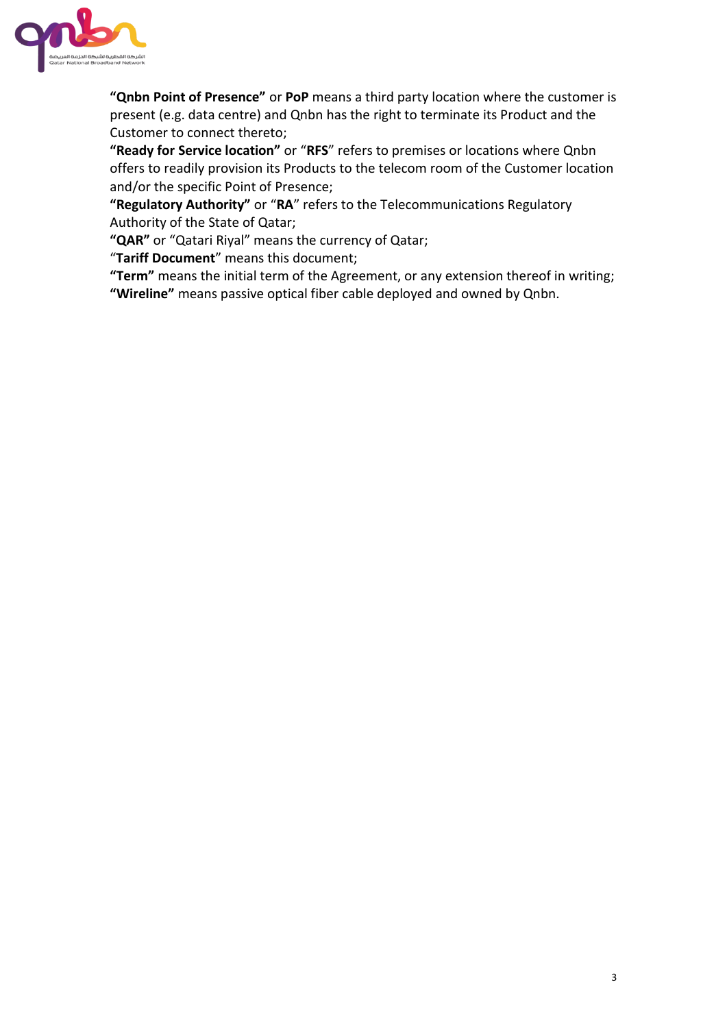**"Qnbn Point of Presence"** or **PoP** means a third party location where the customer is present (e.g. data centre) and Qnbn has the right to terminate its Product and the Customer to connect thereto;

**"Ready for Service location"** or "**RFS**" refers to premises or locations where Qnbn offers to readily provision its Products to the telecom room of the Customer location and/or the specific Point of Presence;

**"Regulatory Authority"** or "**RA**" refers to the Telecommunications Regulatory Authority of the State of Qatar;

**"QAR"** or "Qatari Riyal" means the currency of Qatar;

"**Tariff Document**" means this document;

**"Term"** means the initial term of the Agreement, or any extension thereof in writing;

**"Wireline"** means passive optical fiber cable deployed and owned by Qnbn.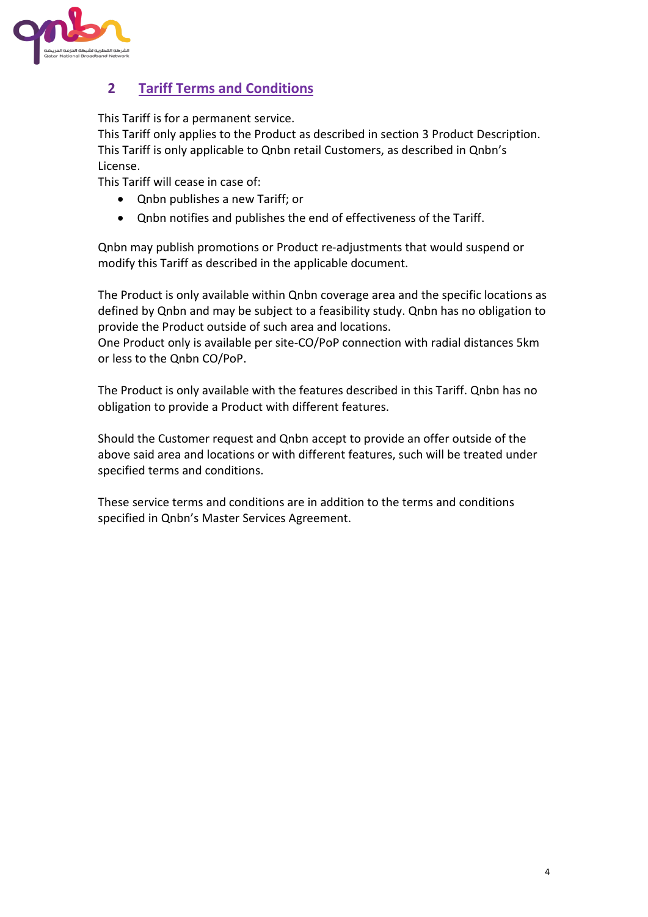## 2 Tariff Terms and Conditions

This Tariff is for a permanent service.
This Tariff only applies to the Product as described in section 3 Product Description.
This Tariff is only applicable to Qnbn retail Customers, as described in Qnbn's License.
This Tariff will cease in case of:

- Qnbn publishes a new Tariff; or
- Qnbn notifies and publishes the end of effectiveness of the Tariff.

Qnbn may publish promotions or Product re-adjustments that would suspend or modify this Tariff as described in the applicable document.

The Product is only available within Qnbn coverage area and the specific locations as defined by Qnbn and may be subject to a feasibility study. Qnbn has no obligation to provide the Product outside of such area and locations.
One Product only is available per site-CO/PoP connection with radial distances 5km or less to the Qnbn CO/PoP.

The Product is only available with the features described in this Tariff. Qnbn has no obligation to provide a Product with different features.

Should the Customer request and Qnbn accept to provide an offer outside of the above said area and locations or with different features, such will be treated under specified terms and conditions.

These service terms and conditions are in addition to the terms and conditions specified in Qnbn's Master Services Agreement.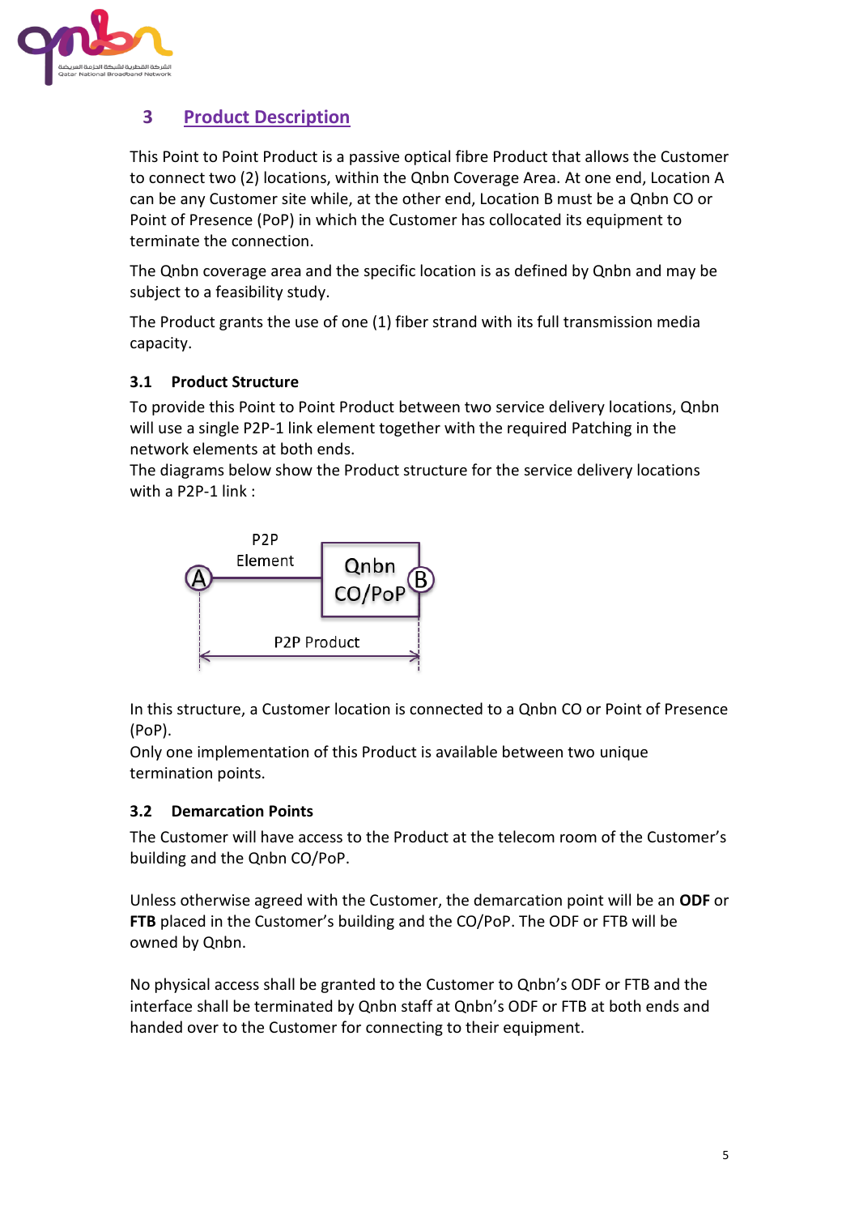# 3 Product Description

This Point to Point Product is a passive optical fibre Product that allows the Customer to connect two (2) locations, within the Qnbn Coverage Area. At one end, Location A can be any Customer site while, at the other end, Location B must be a Qnbn CO or Point of Presence (PoP) in which the Customer has collocated its equipment to terminate the connection.

The Qnbn coverage area and the specific location is as defined by Qnbn and may be subject to a feasibility study.

The Product grants the use of one (1) fiber strand with its full transmission media capacity.

## 3.1 Product Structure

To provide this Point to Point Product between two service delivery locations, Qnbn will use a single P2P-1 link element together with the required Patching in the network elements at both ends.
The diagrams below show the Product structure for the service delivery locations with a P2P-1 link :

P2P Element

A — Qnbn CO/PoP — B

P2P Product

In this structure, a Customer location is connected to a Qnbn CO or Point of Presence (PoP).
Only one implementation of this Product is available between two unique termination points.

## 3.2 Demarcation Points

The Customer will have access to the Product at the telecom room of the Customer's building and the Qnbn CO/PoP.

Unless otherwise agreed with the Customer, the demarcation point will be an **ODF** or **FTB** placed in the Customer's building and the CO/PoP. The ODF or FTB will be owned by Qnbn.

No physical access shall be granted to the Customer to Qnbn's ODF or FTB and the interface shall be terminated by Qnbn staff at Qnbn's ODF or FTB at both ends and handed over to the Customer for connecting to their equipment.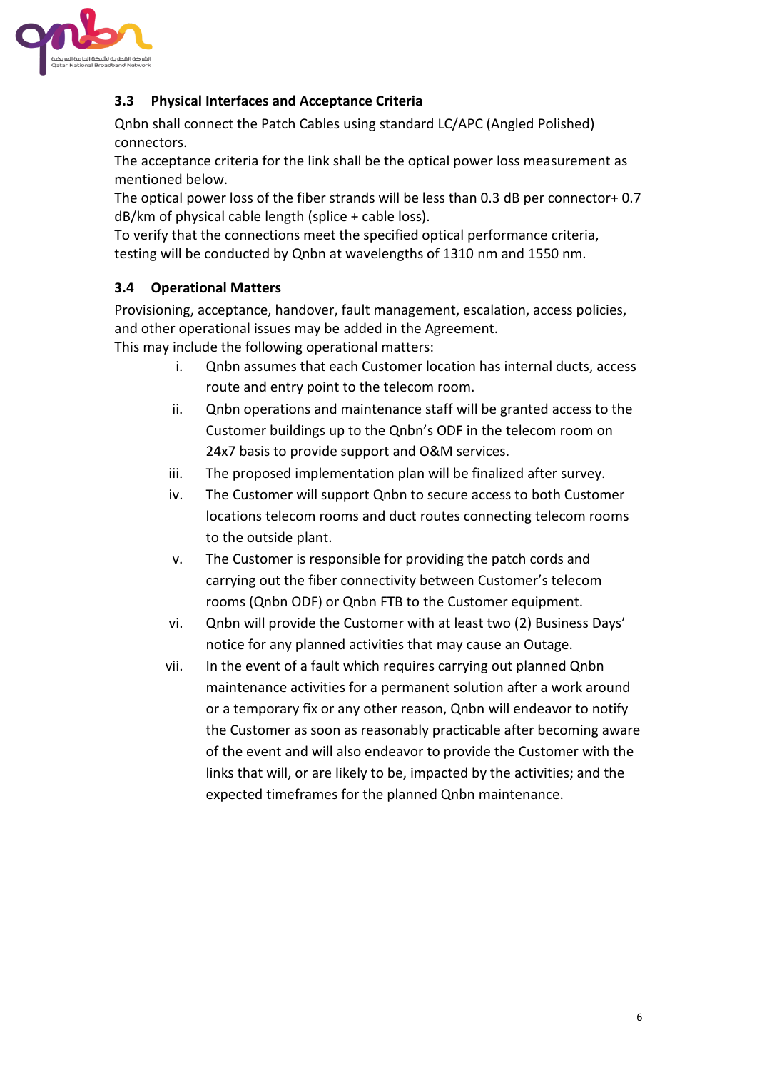### 3.3 Physical Interfaces and Acceptance Criteria

Qnbn shall connect the Patch Cables using standard LC/APC (Angled Polished) connectors.
The acceptance criteria for the link shall be the optical power loss measurement as mentioned below.
The optical power loss of the fiber strands will be less than 0.3 dB per connector+ 0.7 dB/km of physical cable length (splice + cable loss).
To verify that the connections meet the specified optical performance criteria, testing will be conducted by Qnbn at wavelengths of 1310 nm and 1550 nm.

### 3.4 Operational Matters

Provisioning, acceptance, handover, fault management, escalation, access policies, and other operational issues may be added in the Agreement.
This may include the following operational matters:

i. Qnbn assumes that each Customer location has internal ducts, access route and entry point to the telecom room.

ii. Qnbn operations and maintenance staff will be granted access to the Customer buildings up to the Qnbn's ODF in the telecom room on 24x7 basis to provide support and O&M services.

iii. The proposed implementation plan will be finalized after survey.

iv. The Customer will support Qnbn to secure access to both Customer locations telecom rooms and duct routes connecting telecom rooms to the outside plant.

v. The Customer is responsible for providing the patch cords and carrying out the fiber connectivity between Customer's telecom rooms (Qnbn ODF) or Qnbn FTB to the Customer equipment.

vi. Qnbn will provide the Customer with at least two (2) Business Days' notice for any planned activities that may cause an Outage.

vii. In the event of a fault which requires carrying out planned Qnbn maintenance activities for a permanent solution after a work around or a temporary fix or any other reason, Qnbn will endeavor to notify the Customer as soon as reasonably practicable after becoming aware of the event and will also endeavor to provide the Customer with the links that will, or are likely to be, impacted by the activities; and the expected timeframes for the planned Qnbn maintenance.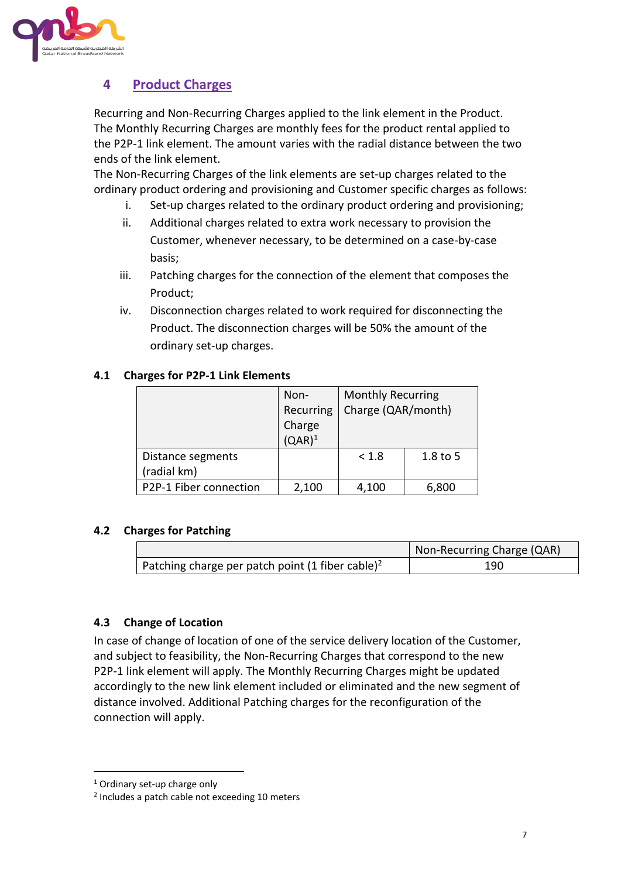## 4 Product Charges

Recurring and Non-Recurring Charges applied to the link element in the Product. The Monthly Recurring Charges are monthly fees for the product rental applied to the P2P-1 link element. The amount varies with the radial distance between the two ends of the link element.
The Non-Recurring Charges of the link elements are set-up charges related to the ordinary product ordering and provisioning and Customer specific charges as follows:

i. Set-up charges related to the ordinary product ordering and provisioning;
ii. Additional charges related to extra work necessary to provision the Customer, whenever necessary, to be determined on a case-by-case basis;
iii. Patching charges for the connection of the element that composes the Product;
iv. Disconnection charges related to work required for disconnecting the Product. The disconnection charges will be 50% the amount of the ordinary set-up charges.

### 4.1 Charges for P2P-1 Link Elements

| | Non-Recurring Charge (QAR)[1] | Monthly Recurring Charge (QAR/month) | |
|---|---|---|---|
| Distance segments (radial km) | | < 1.8 | 1.8 to 5 |
| P2P-1 Fiber connection | 2,100 | 4,100 | 6,800 |

### 4.2 Charges for Patching

| | Non-Recurring Charge (QAR) |
|---|---|
| Patching charge per patch point (1 fiber cable)[2] | 190 |

### 4.3 Change of Location

In case of change of location of one of the service delivery location of the Customer, and subject to feasibility, the Non-Recurring Charges that correspond to the new P2P-1 link element will apply. The Monthly Recurring Charges might be updated accordingly to the new link element included or eliminated and the new segment of distance involved. Additional Patching charges for the reconfiguration of the connection will apply.

[1] Ordinary set-up charge only
[2] Includes a patch cable not exceeding 10 meters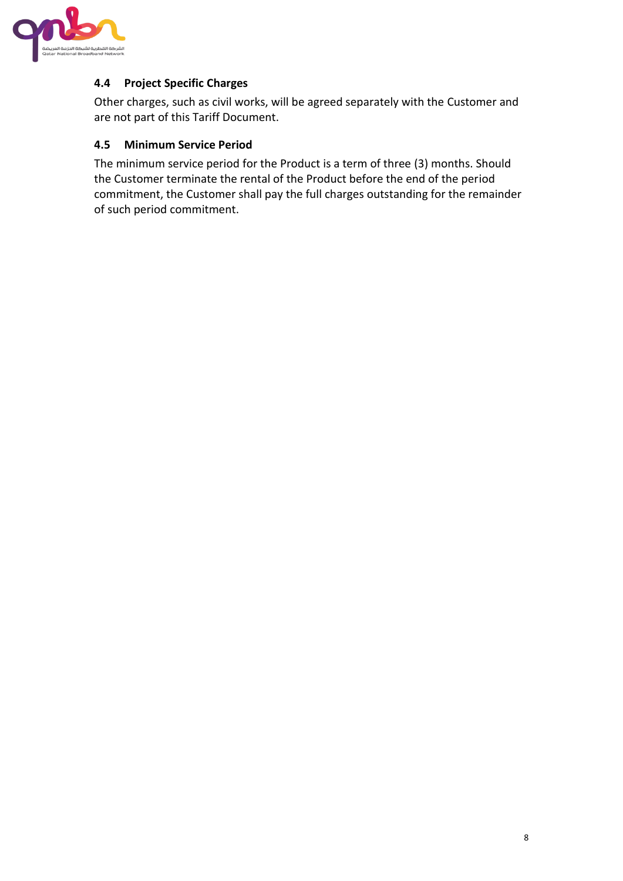### 4.4 Project Specific Charges

Other charges, such as civil works, will be agreed separately with the Customer and are not part of this Tariff Document.

### 4.5 Minimum Service Period

The minimum service period for the Product is a term of three (3) months. Should the Customer terminate the rental of the Product before the end of the period commitment, the Customer shall pay the full charges outstanding for the remainder of such period commitment.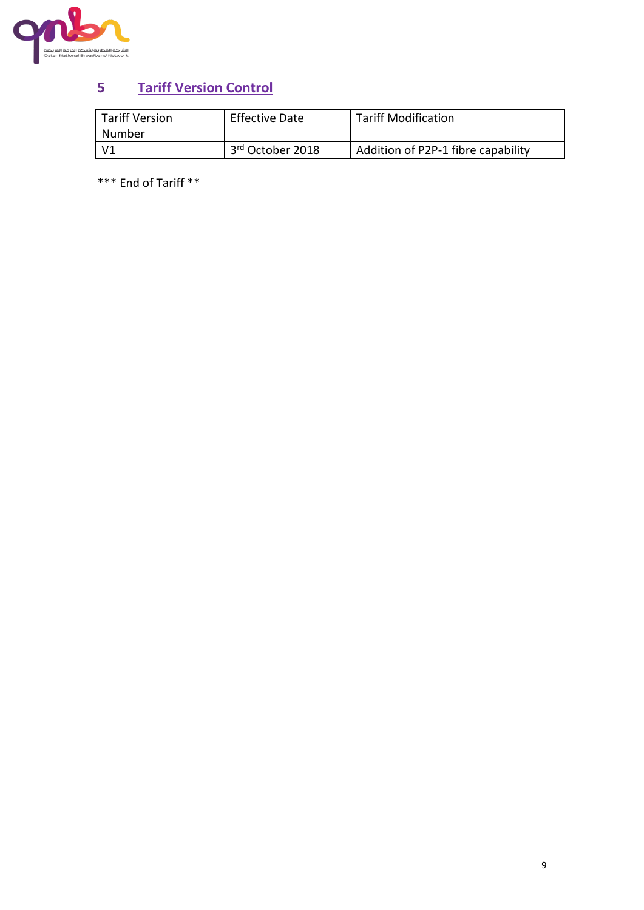## 5 Tariff Version Control

| Tariff Version Number | Effective Date | Tariff Modification |
|---|---|---|
| V1 | 3rd October 2018 | Addition of P2P-1 fibre capability |

*** End of Tariff **